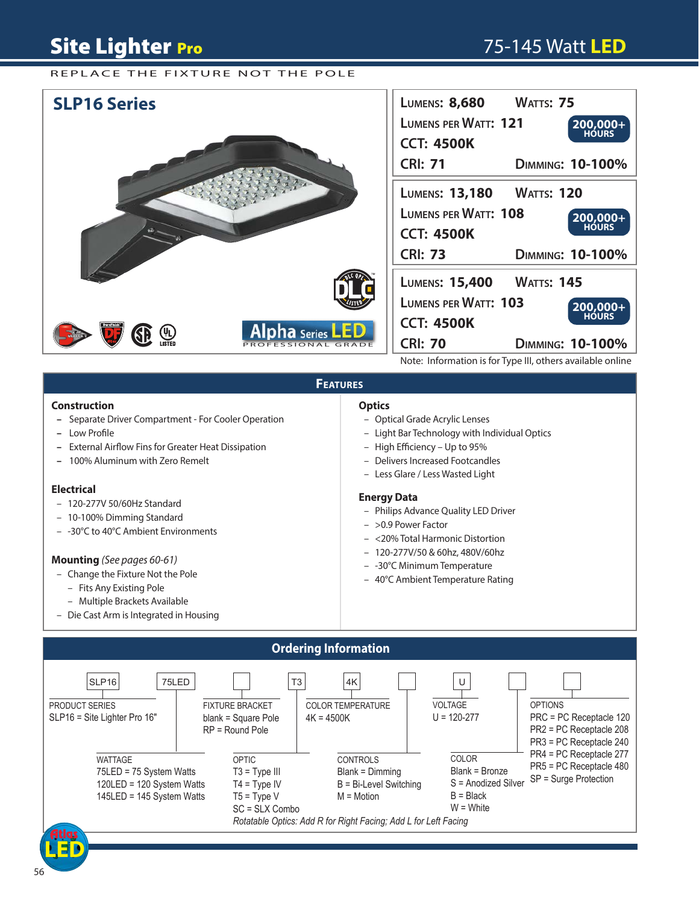# Site Lighter Pro

## 75-145 Watt LED

REPLACE THE FIXTURE NOT THE POLE

## SLP16 Series

Alpha Series LED — PROFESSIONAL GRADE

| Lumens | Watts | Lumens per Watt | CCT | CRI | Dimming | Hours |
|---|---|---|---|---|---|---|
| 8,680 | 75 | 121 | 4500K | 71 | 10-100% | 200,000+ |
| 13,180 | 120 | 108 | 4500K | 73 | 10-100% | 200,000+ |
| 15,400 | 145 | 103 | 4500K | 70 | 10-100% | 200,000+ |

Note: Information is for Type III, others available online

## Features

### Construction
- Separate Driver Compartment - For Cooler Operation
- Low Profile
- External Airflow Fins for Greater Heat Dissipation
- 100% Aluminum with Zero Remelt

### Electrical
- 120-277V 50/60Hz Standard
- 10-100% Dimming Standard
- -30°C to 40°C Ambient Environments

### Mounting *(See pages 60-61)*
- Change the Fixture Not the Pole
  - Fits Any Existing Pole
  - Multiple Brackets Available
- Die Cast Arm is Integrated in Housing

### Optics
- Optical Grade Acrylic Lenses
- Light Bar Technology with Individual Optics
- High Efficiency – Up to 95%
- Delivers Increased Footcandles
- Less Glare / Less Wasted Light

### Energy Data
- Philips Advance Quality LED Driver
- >0.9 Power Factor
- <20% Total Harmonic Distortion
- 120-277V/50 & 60hz, 480V/60hz
- -30°C Minimum Temperature
- 40°C Ambient Temperature Rating

## Ordering Information

Example: SLP16 | 75LED | ☐ | T3 | 4K | ☐ | U | ☐ | ☐

**PRODUCT SERIES**
SLP16 = Site Lighter Pro 16"

**WATTAGE**
75LED = 75 System Watts
120LED = 120 System Watts
145LED = 145 System Watts

**FIXTURE BRACKET**
blank = Square Pole
RP = Round Pole

**OPTIC**
T3 = Type III
T4 = Type IV
T5 = Type V
SC = SLX Combo
*Rotatable Optics: Add R for Right Facing; Add L for Left Facing*

**COLOR TEMPERATURE**
4K = 4500K

**CONTROLS**
Blank = Dimming
B = Bi-Level Switching
M = Motion

**VOLTAGE**
U = 120-277

**COLOR**
Blank = Bronze
S = Anodized Silver
B = Black
W = White

**OPTIONS**
PRC = PC Receptacle 120
PR2 = PC Receptacle 208
PR3 = PC Receptacle 240
PR4 = PC Receptacle 277
PR5 = PC Receptacle 480
SP = Surge Protection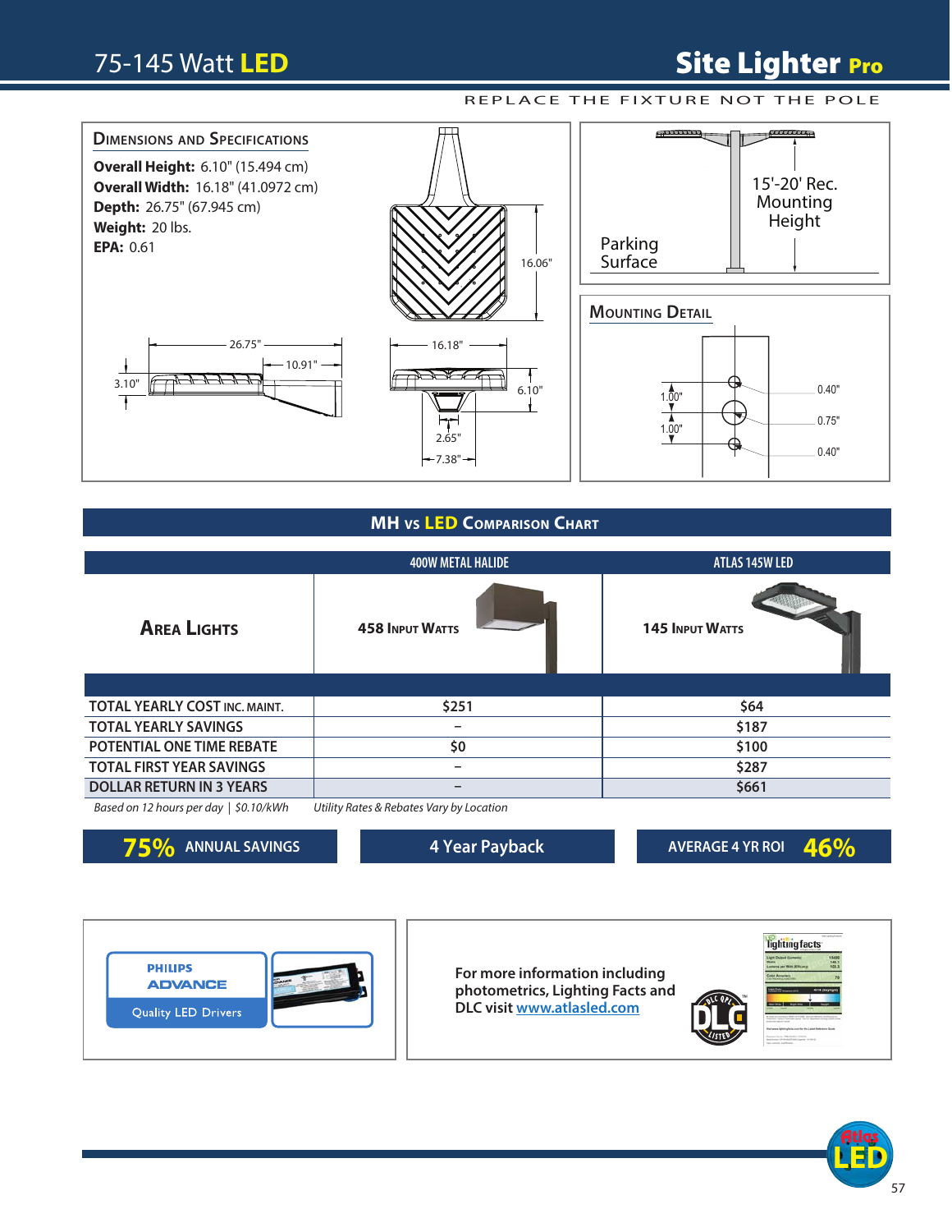# 75-145 Watt LED

# Site Lighter Pro

REPLACE THE FIXTURE NOT THE POLE

## Dimensions and Specifications

**Overall Height:** 6.10" (15.494 cm)
**Overall Width:** 16.18" (41.0972 cm)
**Depth:** 26.75" (67.945 cm)
**Weight:** 20 lbs.
**EPA:** 0.61

16.06"
26.75"
10.91"
3.10"
16.18"
6.10"
2.65"
7.38"

15'-20' Rec. Mounting Height

Parking Surface

## Mounting Detail

1.00"
1.00"
0.40"
0.75"
0.40"

## MH vs LED Comparison Chart

| | 400W METAL HALIDE | ATLAS 145W LED |
|---|---|---|
| **Area Lights** | **458 Input Watts** | **145 Input Watts** |
| TOTAL YEARLY COST INC. MAINT. | $251 | $64 |
| TOTAL YEARLY SAVINGS | – | $187 |
| POTENTIAL ONE TIME REBATE | $0 | $100 |
| TOTAL FIRST YEAR SAVINGS | – | $287 |
| DOLLAR RETURN IN 3 YEARS | – | $661 |

*Based on 12 hours per day | $0.10/kWh* *Utility Rates & Rebates Vary by Location*

**75%** ANNUAL SAVINGS

4 Year Payback

AVERAGE 4 YR ROI **46%**

PHILIPS ADVANCE Quality LED Drivers

For more information including photometrics, Lighting Facts and DLC visit www.atlasled.com